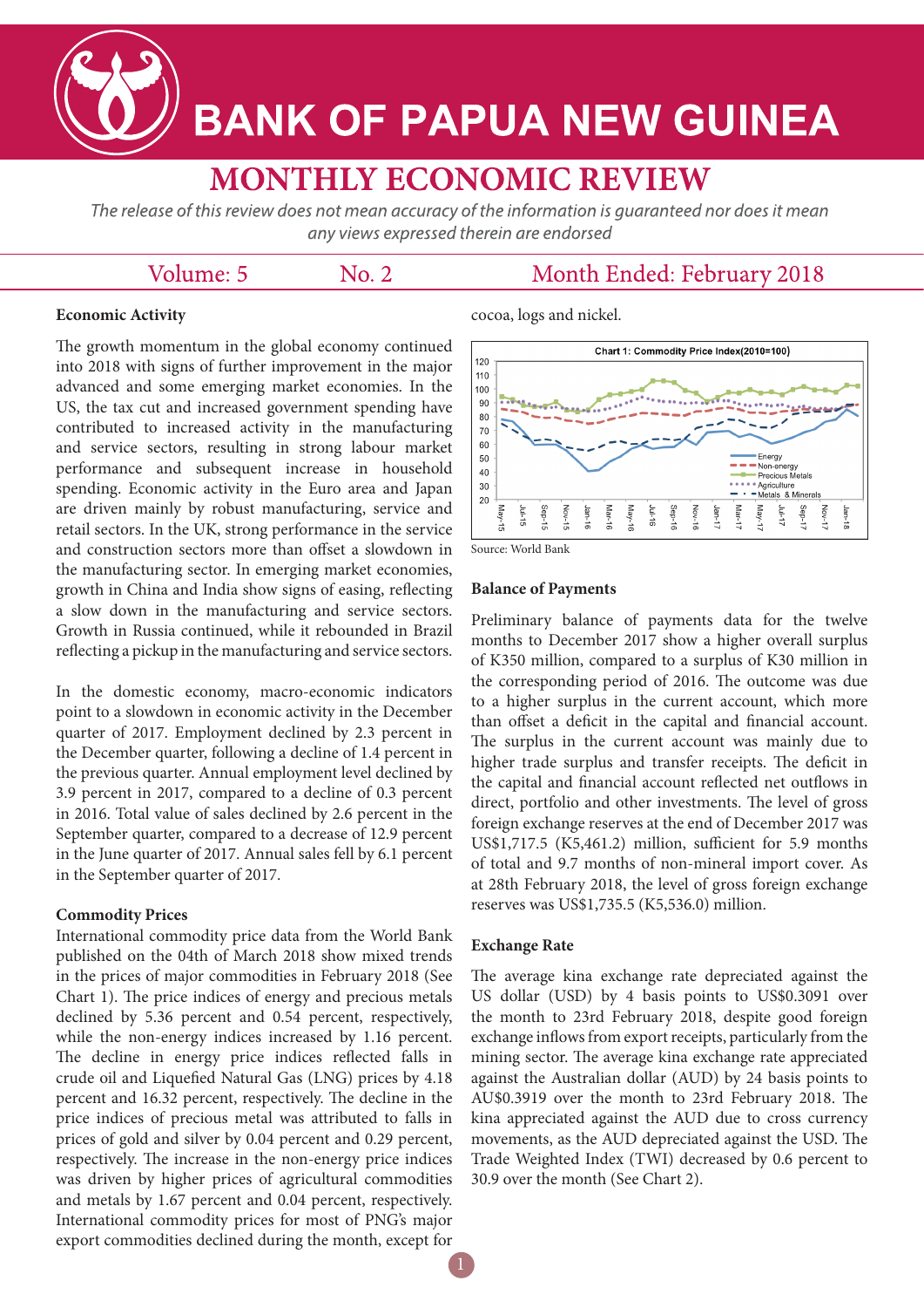# BANK OF PAPUA NEW GUINEA

## MONTHLY ECONOMIC REVIEW

*The release of this review does not mean accuracy of the information is guaranteed nor does it mean any views expressed therein are endorsed*

Volume: 5 No. 2 Month Ended: February 2018

### Economic Activity

The growth momentum in the global economy continued into 2018 with signs of further improvement in the major advanced and some emerging market economies. In the US, the tax cut and increased government spending have contributed to increased activity in the manufacturing and service sectors, resulting in strong labour market performance and subsequent increase in household spending. Economic activity in the Euro area and Japan are driven mainly by robust manufacturing, service and retail sectors. In the UK, strong performance in the service and construction sectors more than offset a slowdown in the manufacturing sector. In emerging market economies, growth in China and India show signs of easing, reflecting a slow down in the manufacturing and service sectors. Growth in Russia continued, while it rebounded in Brazil reflecting a pickup in the manufacturing and service sectors.

In the domestic economy, macro-economic indicators point to a slowdown in economic activity in the December quarter of 2017. Employment declined by 2.3 percent in the December quarter, following a decline of 1.4 percent in the previous quarter. Annual employment level declined by 3.9 percent in 2017, compared to a decline of 0.3 percent in 2016. Total value of sales declined by 2.6 percent in the September quarter, compared to a decrease of 12.9 percent in the June quarter of 2017. Annual sales fell by 6.1 percent in the September quarter of 2017.

### Commodity Prices

International commodity price data from the World Bank published on the 04th of March 2018 show mixed trends in the prices of major commodities in February 2018 (See Chart 1). The price indices of energy and precious metals declined by 5.36 percent and 0.54 percent, respectively, while the non-energy indices increased by 1.16 percent. The decline in energy price indices reflected falls in crude oil and Liquefied Natural Gas (LNG) prices by 4.18 percent and 16.32 percent, respectively. The decline in the price indices of precious metal was attributed to falls in prices of gold and silver by 0.04 percent and 0.29 percent, respectively. The increase in the non-energy price indices was driven by higher prices of agricultural commodities and metals by 1.67 percent and 0.04 percent, respectively. International commodity prices for most of PNG's major export commodities declined during the month, except for cocoa, logs and nickel.

Chart 1: Commodity Price Index(2010=100)

Source: World Bank

### Balance of Payments

Preliminary balance of payments data for the twelve months to December 2017 show a higher overall surplus of K350 million, compared to a surplus of K30 million in the corresponding period of 2016. The outcome was due to a higher surplus in the current account, which more than offset a deficit in the capital and financial account. The surplus in the current account was mainly due to higher trade surplus and transfer receipts. The deficit in the capital and financial account reflected net outflows in direct, portfolio and other investments. The level of gross foreign exchange reserves at the end of December 2017 was US$1,717.5 (K5,461.2) million, sufficient for 5.9 months of total and 9.7 months of non-mineral import cover. As at 28th February 2018, the level of gross foreign exchange reserves was US$1,735.5 (K5,536.0) million.

### Exchange Rate

The average kina exchange rate depreciated against the US dollar (USD) by 4 basis points to US$0.3091 over the month to 23rd February 2018, despite good foreign exchange inflows from export receipts, particularly from the mining sector. The average kina exchange rate appreciated against the Australian dollar (AUD) by 24 basis points to AU$0.3919 over the month to 23rd February 2018. The kina appreciated against the AUD due to cross currency movements, as the AUD depreciated against the USD. The Trade Weighted Index (TWI) decreased by 0.6 percent to 30.9 over the month (See Chart 2).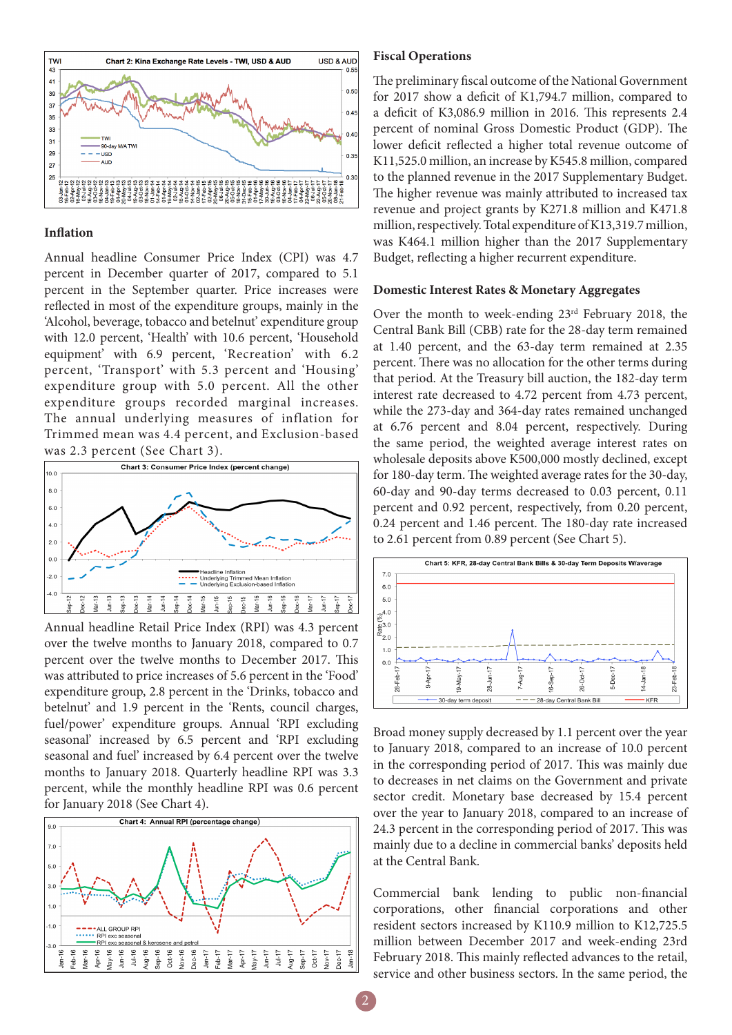## Inflation

Annual headline Consumer Price Index (CPI) was 4.7 percent in December quarter of 2017, compared to 5.1 percent in the September quarter. Price increases were reflected in most of the expenditure groups, mainly in the 'Alcohol, beverage, tobacco and betelnut' expenditure group with 12.0 percent, 'Health' with 10.6 percent, 'Household equipment' with 6.9 percent, 'Recreation' with 6.2 percent, 'Transport' with 5.3 percent and 'Housing' expenditure group with 5.0 percent. All the other expenditure groups recorded marginal increases. The annual underlying measures of inflation for Trimmed mean was 4.4 percent, and Exclusion-based was 2.3 percent (See Chart 3).

Annual headline Retail Price Index (RPI) was 4.3 percent over the twelve months to January 2018, compared to 0.7 percent over the twelve months to December 2017. This was attributed to price increases of 5.6 percent in the 'Food' expenditure group, 2.8 percent in the 'Drinks, tobacco and betelnut' and 1.9 percent in the 'Rents, council charges, fuel/power' expenditure groups. Annual 'RPI excluding seasonal' increased by 6.5 percent and 'RPI excluding seasonal and fuel' increased by 6.4 percent over the twelve months to January 2018. Quarterly headline RPI was 3.3 percent, while the monthly headline RPI was 0.6 percent for January 2018 (See Chart 4).

## Fiscal Operations

The preliminary fiscal outcome of the National Government for 2017 show a deficit of K1,794.7 million, compared to a deficit of K3,086.9 million in 2016. This represents 2.4 percent of nominal Gross Domestic Product (GDP). The lower deficit reflected a higher total revenue outcome of K11,525.0 million, an increase by K545.8 million, compared to the planned revenue in the 2017 Supplementary Budget. The higher revenue was mainly attributed to increased tax revenue and project grants by K271.8 million and K471.8 million, respectively. Total expenditure of K13,319.7 million, was K464.1 million higher than the 2017 Supplementary Budget, reflecting a higher recurrent expenditure.

## Domestic Interest Rates & Monetary Aggregates

Over the month to week-ending 23rd February 2018, the Central Bank Bill (CBB) rate for the 28-day term remained at 1.40 percent, and the 63-day term remained at 2.35 percent. There was no allocation for the other terms during that period. At the Treasury bill auction, the 182-day term interest rate decreased to 4.72 percent from 4.73 percent, while the 273-day and 364-day rates remained unchanged at 6.76 percent and 8.04 percent, respectively. During the same period, the weighted average interest rates on wholesale deposits above K500,000 mostly declined, except for 180-day term. The weighted average rates for the 30-day, 60-day and 90-day terms decreased to 0.03 percent, 0.11 percent and 0.92 percent, respectively, from 0.20 percent, 0.24 percent and 1.46 percent. The 180-day rate increased to 2.61 percent from 0.89 percent (See Chart 5).

Broad money supply decreased by 1.1 percent over the year to January 2018, compared to an increase of 10.0 percent in the corresponding period of 2017. This was mainly due to decreases in net claims on the Government and private sector credit. Monetary base decreased by 15.4 percent over the year to January 2018, compared to an increase of 24.3 percent in the corresponding period of 2017. This was mainly due to a decline in commercial banks' deposits held at the Central Bank.

Commercial bank lending to public non-financial corporations, other financial corporations and other resident sectors increased by K110.9 million to K12,725.5 million between December 2017 and week-ending 23rd February 2018. This mainly reflected advances to the retail, service and other business sectors. In the same period, the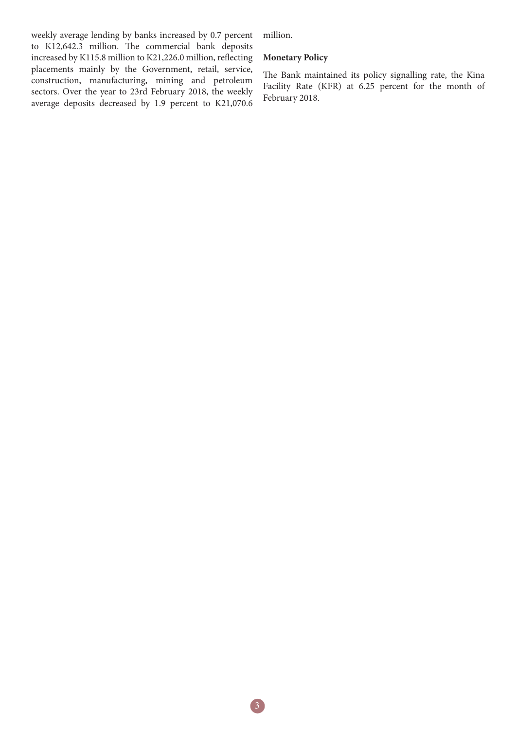weekly average lending by banks increased by 0.7 percent to K12,642.3 million. The commercial bank deposits increased by K115.8 million to K21,226.0 million, reflecting placements mainly by the Government, retail, service, construction, manufacturing, mining and petroleum sectors. Over the year to 23rd February 2018, the weekly average deposits decreased by 1.9 percent to K21,070.6 million.

**Monetary Policy**

The Bank maintained its policy signalling rate, the Kina Facility Rate (KFR) at 6.25 percent for the month of February 2018.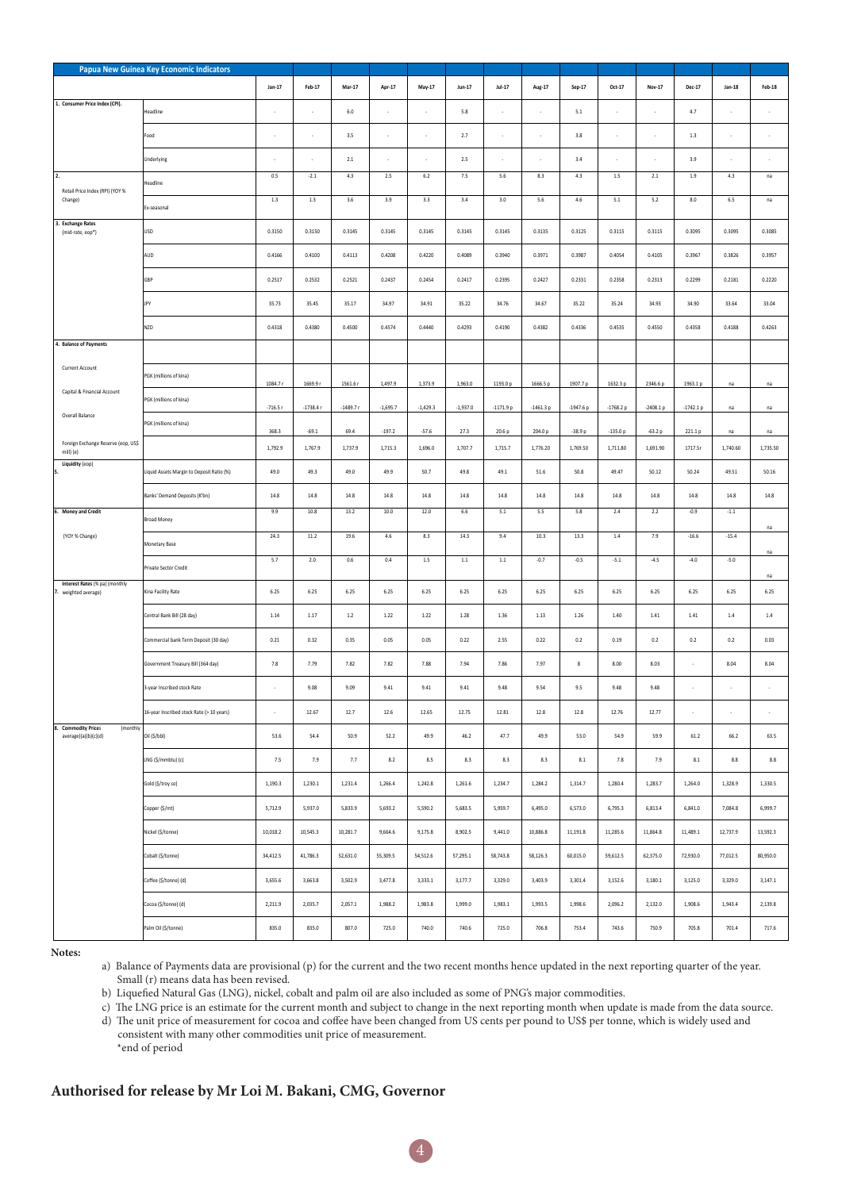| Papua New Guinea Key Economic Indicators | | | | | | | | | | | | | | | |
|---|---|---|---|---|---|---|---|---|---|---|---|---|---|---|---|
| | | Jan-17 | Feb-17 | Mar-17 | Apr-17 | May-17 | Jun-17 | Jul-17 | Aug-17 | Sep-17 | Oct-17 | Nov-17 | Dec-17 | Jan-18 | Feb-18 |
| 1. Consumer Price Index (CPI). | Headline | - | - | 6.0 | - | - | 5.8 | - | - | 5.1 | - | - | 4.7 | - | - |
| | Food | - | - | 3.5 | - | - | 2.7 | - | - | 3.8 | - | - | 1.3 | - | - |
| | Underlying | - | - | 2.1 | - | - | 2.5 | - | - | 3.4 | - | - | 3.9 | - | - |
| 2. Retail Price Index (RPI) (YOY % Change) | Headline | 0.5 | -2.1 | 4.3 | 2.5 | 6.2 | 7.5 | 5.6 | 8.3 | 4.3 | 1.5 | 2.1 | 1.9 | 4.3 | na |
| | Ex-seasonal | 1.3 | 1.3 | 3.6 | 3.9 | 3.3 | 3.4 | 3.0 | 5.6 | 4.6 | 5.1 | 5.2 | 8.0 | 6.5 | na |
| 3. Exchange Rates (mid-rate, eop*) | USD | 0.3150 | 0.3150 | 0.3145 | 0.3145 | 0.3145 | 0.3145 | 0.3145 | 0.3135 | 0.3125 | 0.3115 | 0.3115 | 0.3095 | 0.3095 | 0.3085 |
| | AUD | 0.4166 | 0.4100 | 0.4113 | 0.4208 | 0.4220 | 0.4089 | 0.3940 | 0.3971 | 0.3987 | 0.4054 | 0.4105 | 0.3967 | 0.3826 | 0.3957 |
| | GBP | 0.2517 | 0.2532 | 0.2521 | 0.2437 | 0.2454 | 0.2417 | 0.2395 | 0.2427 | 0.2331 | 0.2358 | 0.2313 | 0.2299 | 0.2181 | 0.2220 |
| | JPY | 35.73 | 35.45 | 35.17 | 34.97 | 34.91 | 35.22 | 34.76 | 34.67 | 35.22 | 35.24 | 34.93 | 34.90 | 33.64 | 33.04 |
| | NZD | 0.4318 | 0.4380 | 0.4500 | 0.4574 | 0.4440 | 0.4293 | 0.4190 | 0.4382 | 0.4336 | 0.4535 | 0.4550 | 0.4358 | 0.4188 | 0.4263 |
| 4. Balance of Payments | | | | | | | | | | | | | | | |
| Current Account | PGK (millions of kina) | 1084.7 r | 1669.9 r | 1561.6 r | 1,497.9 | 1,373.9 | 1,963.0 | 1193.0 p | 1666.5 p | 1907.7 p | 1632.3 p | 2346.6 p | 1963.1 p | na | na |
| Capital & Financial Account | PGK (millions of kina) | -716.5 r | -1738.4 r | -1489.7 r | -1,695.7 | -1,429.3 | -1,937.0 | -1171.9 p | -1461.3 p | -1947.6 p | -1768.2 p | -2408.1 p | -1742.1 p | na | na |
| Overall Balance | PGK (millions of kina) | 368.3 | -69.1 | 69.4 | -197.2 | -57.6 | 27.3 | 20.6 p | 204.0 p | -38.9 p | -135.0 p | -63.2 p | 221.1 p | na | na |
| Foreign Exchange Reserve (eop, US$ mill) (e) | | 1,792.9 | 1,767.9 | 1,737.9 | 1,715.3 | 1,696.0 | 1,707.7 | 1,715.7 | 1,776.20 | 1,769.50 | 1,711.80 | 1,691.90 | 1717.5r | 1,740.60 | 1,735.50 |
| 5. Liquidity (eop) | Liquid Assets Margin to Deposit Ratio (%) | 49.0 | 49.3 | 49.0 | 49.9 | 50.7 | 49.8 | 49.1 | 51.6 | 50.8 | 49.47 | 50.12 | 50.24 | 49.51 | 50.16 |
| | Banks' Demand Deposits (K'bn) | 14.8 | 14.8 | 14.8 | 14.8 | 14.8 | 14.8 | 14.8 | 14.8 | 14.8 | 14.8 | 14.8 | 14.8 | 14.8 | 14.8 |
| 6. Money and Credit (YOY % Change) | Broad Money | 9.9 | 10.8 | 13.2 | 10.0 | 12.0 | 6.6 | 5.1 | 5.5 | 5.8 | 2.4 | 2.2 | -0.9 | -1.1 | na |
| | Monetary Base | 24.3 | 11.2 | 19.6 | 4.6 | 8.3 | 14.3 | 9.4 | 10.3 | 13.3 | 1.4 | 7.9 | -16.6 | -15.4 | na |
| | Private Sector Credit | 5.7 | 2.0 | 0.6 | 0.4 | 1.5 | 1.1 | 1.1 | -0.7 | -0.5 | -5.1 | -4.5 | -4.0 | -5.0 | na |
| 7. Interest Rates (% pa) (monthly weighted average) | Kina Facility Rate | 6.25 | 6.25 | 6.25 | 6.25 | 6.25 | 6.25 | 6.25 | 6.25 | 6.25 | 6.25 | 6.25 | 6.25 | 6.25 | 6.25 |
| | Central Bank Bill (28 day) | 1.14 | 1.17 | 1.2 | 1.22 | 1.22 | 1.28 | 1.36 | 1.13 | 1.26 | 1.40 | 1.41 | 1.41 | 1.4 | 1.4 |
| | Commercial bank Term Deposit (30 day) | 0.21 | 0.32 | 0.35 | 0.05 | 0.05 | 0.22 | 2.55 | 0.22 | 0.2 | 0.19 | 0.2 | 0.2 | 0.2 | 0.03 |
| | Government Treasury Bill (364 day) | 7.8 | 7.79 | 7.82 | 7.82 | 7.88 | 7.94 | 7.86 | 7.97 | 8 | 8.00 | 8.03 | - | 8.04 | 8.04 |
| | 3-year Inscribed stock Rate | - | 9.08 | 9.09 | 9.41 | 9.41 | 9.41 | 9.48 | 9.54 | 9.5 | 9.48 | 9.48 | - | - | - |
| | 16-year Inscribed stock Rate (> 10 years) | - | 12.67 | 12.7 | 12.6 | 12.65 | 12.75 | 12.81 | 12.8 | 12.8 | 12.76 | 12.77 | - | - | - |
| 8. Commodity Prices (monthly average)(a)(b)(c)(d) | Oil ($/bbl) | 53.6 | 54.4 | 50.9 | 52.2 | 49.9 | 46.2 | 47.7 | 49.9 | 53.0 | 54.9 | 59.9 | 61.2 | 66.2 | 63.5 |
| | LNG ($/mmbtu) (c) | 7.5 | 7.9 | 7.7 | 8.2 | 8.5 | 8.3 | 8.3 | 8.3 | 8.1 | 7.8 | 7.9 | 8.1 | 8.8 | 8.8 |
| | Gold ($/troy oz) | 1,190.3 | 1,230.1 | 1,231.4 | 1,266.4 | 1,242.8 | 1,261.6 | 1,234.7 | 1,284.2 | 1,314.7 | 1,280.4 | 1,283.7 | 1,264.0 | 1,328.9 | 1,330.5 |
| | Copper ($/mt) | 5,712.9 | 5,937.0 | 5,833.9 | 5,693.2 | 5,590.2 | 5,683.5 | 5,959.7 | 6,495.0 | 6,573.0 | 6,795.3 | 6,813.4 | 6,841.0 | 7,084.8 | 6,999.7 |
| | Nickel ($/tonne) | 10,018.2 | 10,545.3 | 10,281.7 | 9,664.6 | 9,175.8 | 8,902.5 | 9,441.0 | 10,886.8 | 11,191.8 | 11,285.6 | 11,864.8 | 11,489.1 | 12,737.9 | 13,592.3 |
| | Cobalt ($/tonne) | 34,412.5 | 41,786.3 | 52,631.0 | 55,309.5 | 54,512.6 | 57,295.1 | 58,743.8 | 58,126.3 | 60,015.0 | 59,612.5 | 62,375.0 | 72,930.0 | 77,012.5 | 80,950.0 |
| | Coffee ($/tonne) (d) | 3,655.6 | 3,663.8 | 3,502.9 | 3,477.8 | 3,333.1 | 3,177.7 | 3,329.0 | 3,403.9 | 3,301.4 | 3,152.6 | 3,180.1 | 3,125.0 | 3,329.0 | 3,147.1 |
| | Cocoa ($/tonne) (d) | 2,211.9 | 2,035.7 | 2,057.1 | 1,988.2 | 1,983.8 | 1,999.0 | 1,983.1 | 1,993.5 | 1,998.6 | 2,096.2 | 2,132.0 | 1,908.6 | 1,943.4 | 2,139.8 |
| | Palm Oil ($/tonne) | 835.0 | 835.0 | 807.0 | 725.0 | 740.0 | 740.6 | 725.0 | 706.8 | 753.4 | 743.6 | 750.9 | 705.8 | 701.4 | 717.6 |

**Notes:**

a) Balance of Payments data are provisional (p) for the current and the two recent months hence updated in the next reporting quarter of the year. Small (r) means data has been revised.

b) Liquefied Natural Gas (LNG), nickel, cobalt and palm oil are also included as some of PNG's major commodities.

c) The LNG price is an estimate for the current month and subject to change in the next reporting month when update is made from the data source.

d) The unit price of measurement for cocoa and coffee have been changed from US cents per pound to US$ per tonne, which is widely used and consistent with many other commodities unit price of measurement.

*end of period

## Authorised for release by Mr Loi M. Bakani, CMG, Governor